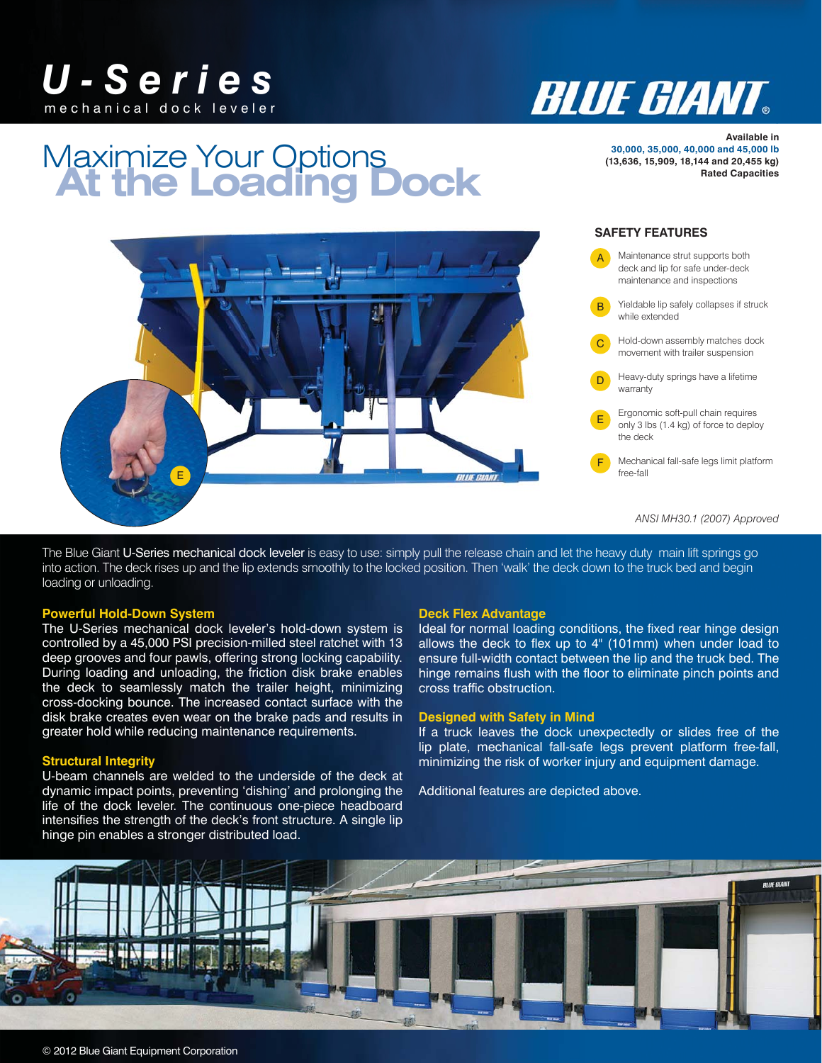# U-Series

mechanical dock leveler

BLUE GIANT®

# Maximize Your Options At the Loading Dock

**Available in**
**30,000, 35,000, 40,000 and 45,000 lb**
**(13,636, 15,909, 18,144 and 20,455 kg)**
**Rated Capacities**

## SAFETY FEATURES

- **A** Maintenance strut supports both deck and lip for safe under-deck maintenance and inspections
- **B** Yieldable lip safely collapses if struck while extended
- **C** Hold-down assembly matches dock movement with trailer suspension
- **D** Heavy-duty springs have a lifetime warranty
- **E** Ergonomic soft-pull chain requires only 3 lbs (1.4 kg) of force to deploy the deck
- **F** Mechanical fall-safe legs limit platform free-fall

*ANSI MH30.1 (2007) Approved*

The Blue Giant U-Series mechanical dock leveler is easy to use: simply pull the release chain and let the heavy duty main lift springs go into action. The deck rises up and the lip extends smoothly to the locked position. Then 'walk' the deck down to the truck bed and begin loading or unloading.

### Powerful Hold-Down System

The U-Series mechanical dock leveler's hold-down system is controlled by a 45,000 PSI precision-milled steel ratchet with 13 deep grooves and four pawls, offering strong locking capability. During loading and unloading, the friction disk brake enables the deck to seamlessly match the trailer height, minimizing cross-docking bounce. The increased contact surface with the disk brake creates even wear on the brake pads and results in greater hold while reducing maintenance requirements.

### Structural Integrity

U-beam channels are welded to the underside of the deck at dynamic impact points, preventing 'dishing' and prolonging the life of the dock leveler. The continuous one-piece headboard intensifies the strength of the deck's front structure. A single lip hinge pin enables a stronger distributed load.

### Deck Flex Advantage

Ideal for normal loading conditions, the fixed rear hinge design allows the deck to flex up to 4" (101mm) when under load to ensure full-width contact between the lip and the truck bed. The hinge remains flush with the floor to eliminate pinch points and cross traffic obstruction.

### Designed with Safety in Mind

If a truck leaves the dock unexpectedly or slides free of the lip plate, mechanical fall-safe legs prevent platform free-fall, minimizing the risk of worker injury and equipment damage.

Additional features are depicted above.

© 2012 Blue Giant Equipment Corporation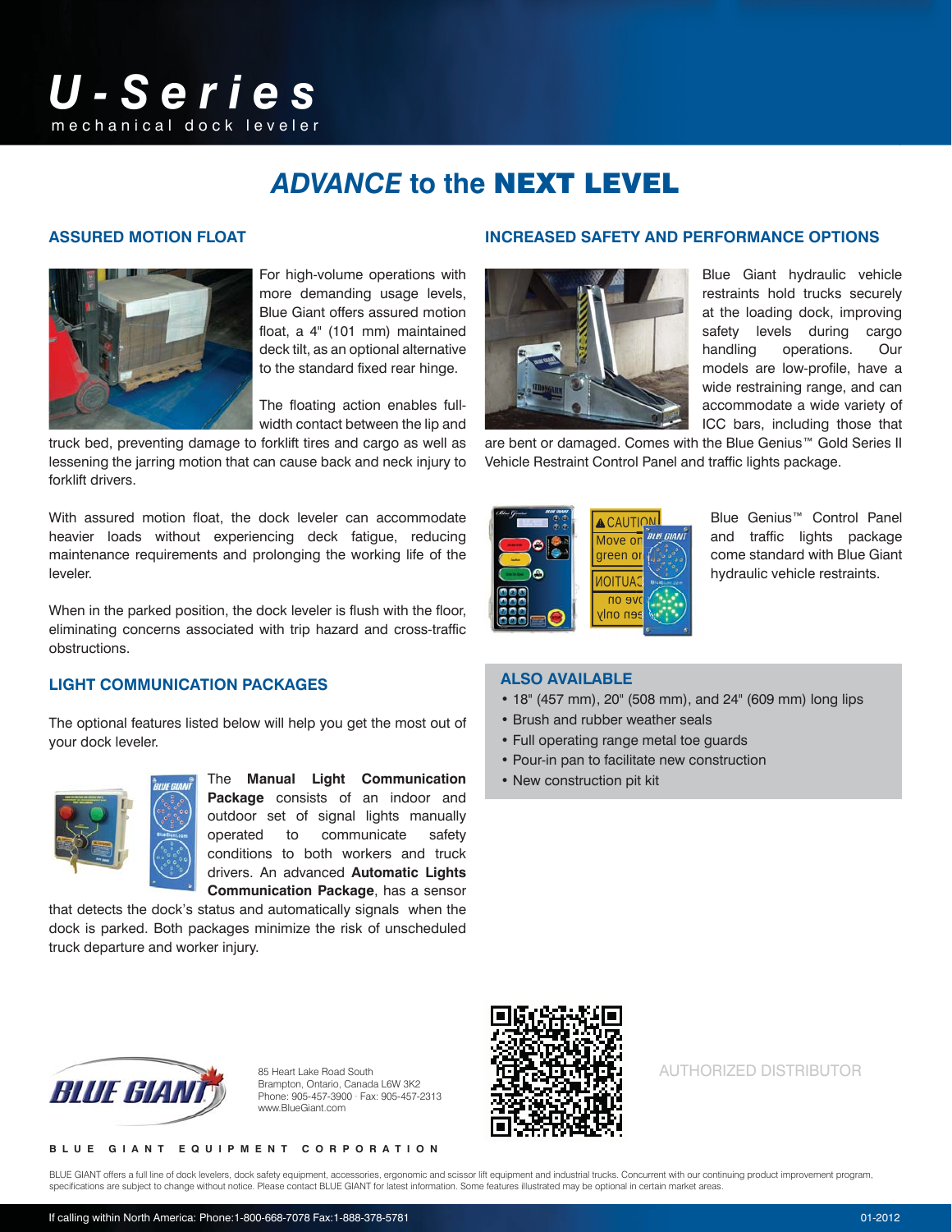# U-Series

mechanical dock leveler

## *ADVANCE* to the **NEXT LEVEL**

### ASSURED MOTION FLOAT

For high-volume operations with more demanding usage levels, Blue Giant offers assured motion float, a 4" (101 mm) maintained deck tilt, as an optional alternative to the standard fixed rear hinge.

The floating action enables full-width contact between the lip and truck bed, preventing damage to forklift tires and cargo as well as lessening the jarring motion that can cause back and neck injury to forklift drivers.

With assured motion float, the dock leveler can accommodate heavier loads without experiencing deck fatigue, reducing maintenance requirements and prolonging the working life of the leveler.

When in the parked position, the dock leveler is flush with the floor, eliminating concerns associated with trip hazard and cross-traffic obstructions.

### LIGHT COMMUNICATION PACKAGES

The optional features listed below will help you get the most out of your dock leveler.

The **Manual Light Communication Package** consists of an indoor and outdoor set of signal lights manually operated to communicate safety conditions to both workers and truck drivers. An advanced **Automatic Lights Communication Package**, has a sensor that detects the dock's status and automatically signals when the dock is parked. Both packages minimize the risk of unscheduled truck departure and worker injury.

### INCREASED SAFETY AND PERFORMANCE OPTIONS

Blue Giant hydraulic vehicle restraints hold trucks securely at the loading dock, improving safety levels during cargo handling operations. Our models are low-profile, have a wide restraining range, and can accommodate a wide variety of ICC bars, including those that are bent or damaged. Comes with the Blue Genius™ Gold Series II Vehicle Restraint Control Panel and traffic lights package.

Blue Genius™ Control Panel and traffic lights package come standard with Blue Giant hydraulic vehicle restraints.

### ALSO AVAILABLE

- 18" (457 mm), 20" (508 mm), and 24" (609 mm) long lips
- Brush and rubber weather seals
- Full operating range metal toe guards
- Pour-in pan to facilitate new construction
- New construction pit kit

85 Heart Lake Road South
Brampton, Ontario, Canada L6W 3K2
Phone: 905-457-3900 · Fax: 905-457-2313
www.BlueGiant.com

AUTHORIZED DISTRIBUTOR

BLUE GIANT EQUIPMENT CORPORATION

BLUE GIANT offers a full line of dock levelers, dock safety equipment, accessories, ergonomic and scissor lift equipment and industrial trucks. Concurrent with our continuing product improvement program, specifications are subject to change without notice. Please contact BLUE GIANT for latest information. Some features illustrated may be optional in certain market areas.

If calling within North America: Phone:1-800-668-7078 Fax:1-888-378-5781

01-2012